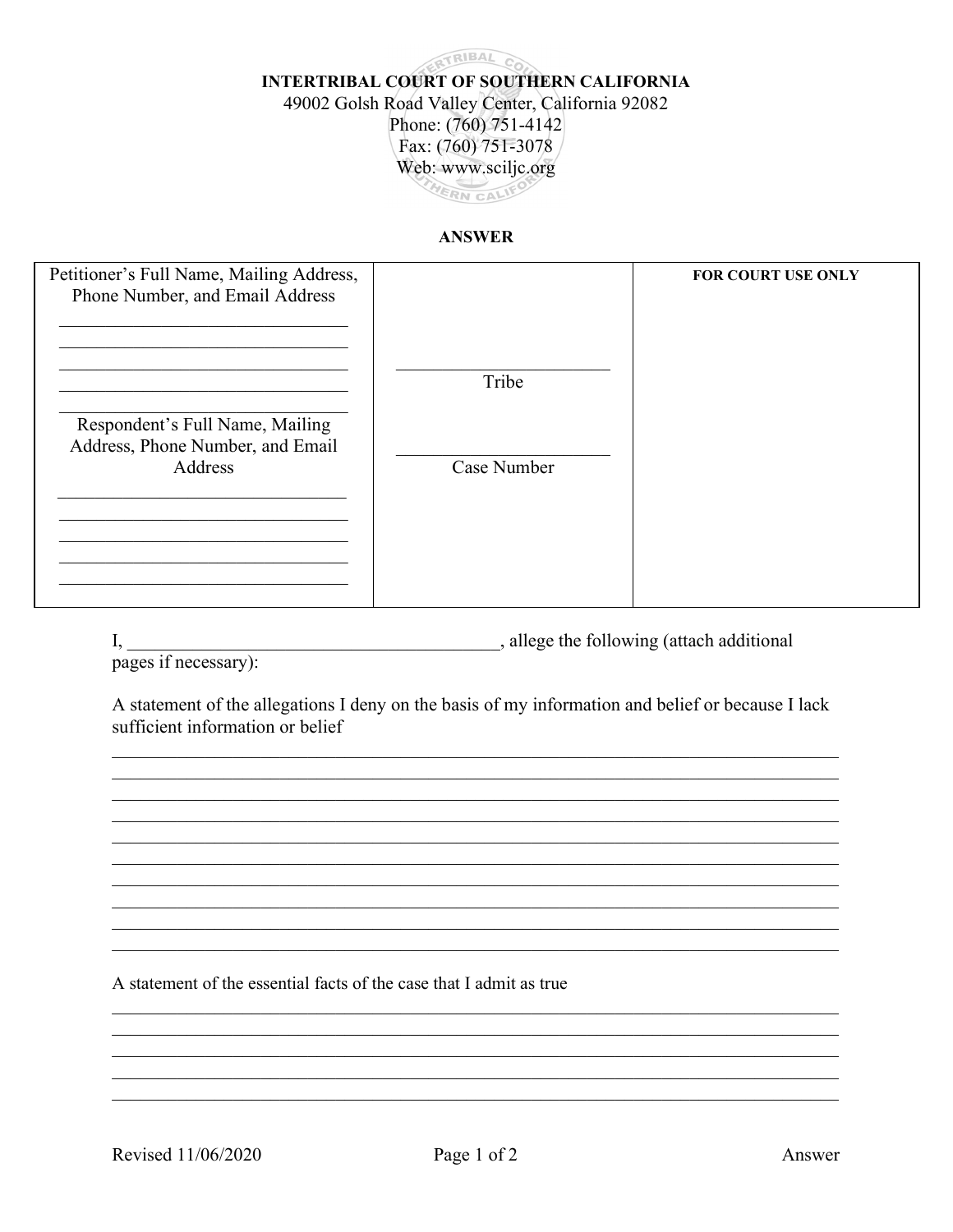**INTERTRIBAL COURT OF SOUTHERN CALIFORNIA**
49002 Golsh Road Valley Center, California 92082
Phone: (760) 751-4142
Fax: (760) 751-3078
Web: www.sciljc.org

**ANSWER**

| Petitioner's Full Name, Mailing Address, Phone Number, and Email Address<br>\_\_\_\_\_\_\_\_\_\_\_\_\_\_\_\_\_\_\_\_\_\_\_\_\_\_\_\_\_\_<br>\_\_\_\_\_\_\_\_\_\_\_\_\_\_\_\_\_\_\_\_\_\_\_\_\_\_\_\_\_\_<br>\_\_\_\_\_\_\_\_\_\_\_\_\_\_\_\_\_\_\_\_\_\_\_\_\_\_\_\_\_\_<br>\_\_\_\_\_\_\_\_\_\_\_\_\_\_\_\_\_\_\_\_\_\_\_\_\_\_\_\_\_\_<br>\_\_\_\_\_\_\_\_\_\_\_\_\_\_\_\_\_\_\_\_\_\_\_\_\_\_\_\_\_\_<br><br>Respondent's Full Name, Mailing Address, Phone Number, and Email Address<br>\_\_\_\_\_\_\_\_\_\_\_\_\_\_\_\_\_\_\_\_\_\_\_\_\_\_\_\_\_\_<br>\_\_\_\_\_\_\_\_\_\_\_\_\_\_\_\_\_\_\_\_\_\_\_\_\_\_\_\_\_\_<br>\_\_\_\_\_\_\_\_\_\_\_\_\_\_\_\_\_\_\_\_\_\_\_\_\_\_\_\_\_\_<br>\_\_\_\_\_\_\_\_\_\_\_\_\_\_\_\_\_\_\_\_\_\_\_\_\_\_\_\_\_\_<br>\_\_\_\_\_\_\_\_\_\_\_\_\_\_\_\_\_\_\_\_\_\_\_\_\_\_\_\_\_\_ | \_\_\_\_\_\_\_\_\_\_\_\_\_\_\_\_\_\_\_\_\_\_\_\_<br>Tribe<br><br>\_\_\_\_\_\_\_\_\_\_\_\_\_\_\_\_\_\_\_\_\_\_\_\_<br>Case Number | **FOR COURT USE ONLY** |
|---|---|---|

I, \_\_\_\_\_\_\_\_\_\_\_\_\_\_\_\_\_\_\_\_\_\_\_\_\_\_\_\_\_\_\_\_\_\_\_\_\_\_\_\_, allege the following (attach additional pages if necessary):

A statement of the allegations I deny on the basis of my information and belief or because I lack sufficient information or belief

\_\_\_\_\_\_\_\_\_\_\_\_\_\_\_\_\_\_\_\_\_\_\_\_\_\_\_\_\_\_\_\_\_\_\_\_\_\_\_\_\_\_\_\_\_\_\_\_\_\_\_\_\_\_\_\_\_\_\_\_\_\_\_\_\_\_\_\_\_\_\_\_\_\_\_\_\_\_
\_\_\_\_\_\_\_\_\_\_\_\_\_\_\_\_\_\_\_\_\_\_\_\_\_\_\_\_\_\_\_\_\_\_\_\_\_\_\_\_\_\_\_\_\_\_\_\_\_\_\_\_\_\_\_\_\_\_\_\_\_\_\_\_\_\_\_\_\_\_\_\_\_\_\_\_\_\_
\_\_\_\_\_\_\_\_\_\_\_\_\_\_\_\_\_\_\_\_\_\_\_\_\_\_\_\_\_\_\_\_\_\_\_\_\_\_\_\_\_\_\_\_\_\_\_\_\_\_\_\_\_\_\_\_\_\_\_\_\_\_\_\_\_\_\_\_\_\_\_\_\_\_\_\_\_\_
\_\_\_\_\_\_\_\_\_\_\_\_\_\_\_\_\_\_\_\_\_\_\_\_\_\_\_\_\_\_\_\_\_\_\_\_\_\_\_\_\_\_\_\_\_\_\_\_\_\_\_\_\_\_\_\_\_\_\_\_\_\_\_\_\_\_\_\_\_\_\_\_\_\_\_\_\_\_
\_\_\_\_\_\_\_\_\_\_\_\_\_\_\_\_\_\_\_\_\_\_\_\_\_\_\_\_\_\_\_\_\_\_\_\_\_\_\_\_\_\_\_\_\_\_\_\_\_\_\_\_\_\_\_\_\_\_\_\_\_\_\_\_\_\_\_\_\_\_\_\_\_\_\_\_\_\_
\_\_\_\_\_\_\_\_\_\_\_\_\_\_\_\_\_\_\_\_\_\_\_\_\_\_\_\_\_\_\_\_\_\_\_\_\_\_\_\_\_\_\_\_\_\_\_\_\_\_\_\_\_\_\_\_\_\_\_\_\_\_\_\_\_\_\_\_\_\_\_\_\_\_\_\_\_\_
\_\_\_\_\_\_\_\_\_\_\_\_\_\_\_\_\_\_\_\_\_\_\_\_\_\_\_\_\_\_\_\_\_\_\_\_\_\_\_\_\_\_\_\_\_\_\_\_\_\_\_\_\_\_\_\_\_\_\_\_\_\_\_\_\_\_\_\_\_\_\_\_\_\_\_\_\_\_
\_\_\_\_\_\_\_\_\_\_\_\_\_\_\_\_\_\_\_\_\_\_\_\_\_\_\_\_\_\_\_\_\_\_\_\_\_\_\_\_\_\_\_\_\_\_\_\_\_\_\_\_\_\_\_\_\_\_\_\_\_\_\_\_\_\_\_\_\_\_\_\_\_\_\_\_\_\_
\_\_\_\_\_\_\_\_\_\_\_\_\_\_\_\_\_\_\_\_\_\_\_\_\_\_\_\_\_\_\_\_\_\_\_\_\_\_\_\_\_\_\_\_\_\_\_\_\_\_\_\_\_\_\_\_\_\_\_\_\_\_\_\_\_\_\_\_\_\_\_\_\_\_\_\_\_\_
\_\_\_\_\_\_\_\_\_\_\_\_\_\_\_\_\_\_\_\_\_\_\_\_\_\_\_\_\_\_\_\_\_\_\_\_\_\_\_\_\_\_\_\_\_\_\_\_\_\_\_\_\_\_\_\_\_\_\_\_\_\_\_\_\_\_\_\_\_\_\_\_\_\_\_\_\_\_

A statement of the essential facts of the case that I admit as true

\_\_\_\_\_\_\_\_\_\_\_\_\_\_\_\_\_\_\_\_\_\_\_\_\_\_\_\_\_\_\_\_\_\_\_\_\_\_\_\_\_\_\_\_\_\_\_\_\_\_\_\_\_\_\_\_\_\_\_\_\_\_\_\_\_\_\_\_\_\_\_\_\_\_\_\_\_\_
\_\_\_\_\_\_\_\_\_\_\_\_\_\_\_\_\_\_\_\_\_\_\_\_\_\_\_\_\_\_\_\_\_\_\_\_\_\_\_\_\_\_\_\_\_\_\_\_\_\_\_\_\_\_\_\_\_\_\_\_\_\_\_\_\_\_\_\_\_\_\_\_\_\_\_\_\_\_
\_\_\_\_\_\_\_\_\_\_\_\_\_\_\_\_\_\_\_\_\_\_\_\_\_\_\_\_\_\_\_\_\_\_\_\_\_\_\_\_\_\_\_\_\_\_\_\_\_\_\_\_\_\_\_\_\_\_\_\_\_\_\_\_\_\_\_\_\_\_\_\_\_\_\_\_\_\_
\_\_\_\_\_\_\_\_\_\_\_\_\_\_\_\_\_\_\_\_\_\_\_\_\_\_\_\_\_\_\_\_\_\_\_\_\_\_\_\_\_\_\_\_\_\_\_\_\_\_\_\_\_\_\_\_\_\_\_\_\_\_\_\_\_\_\_\_\_\_\_\_\_\_\_\_\_\_
\_\_\_\_\_\_\_\_\_\_\_\_\_\_\_\_\_\_\_\_\_\_\_\_\_\_\_\_\_\_\_\_\_\_\_\_\_\_\_\_\_\_\_\_\_\_\_\_\_\_\_\_\_\_\_\_\_\_\_\_\_\_\_\_\_\_\_\_\_\_\_\_\_\_\_\_\_\_

Revised 11/06/2020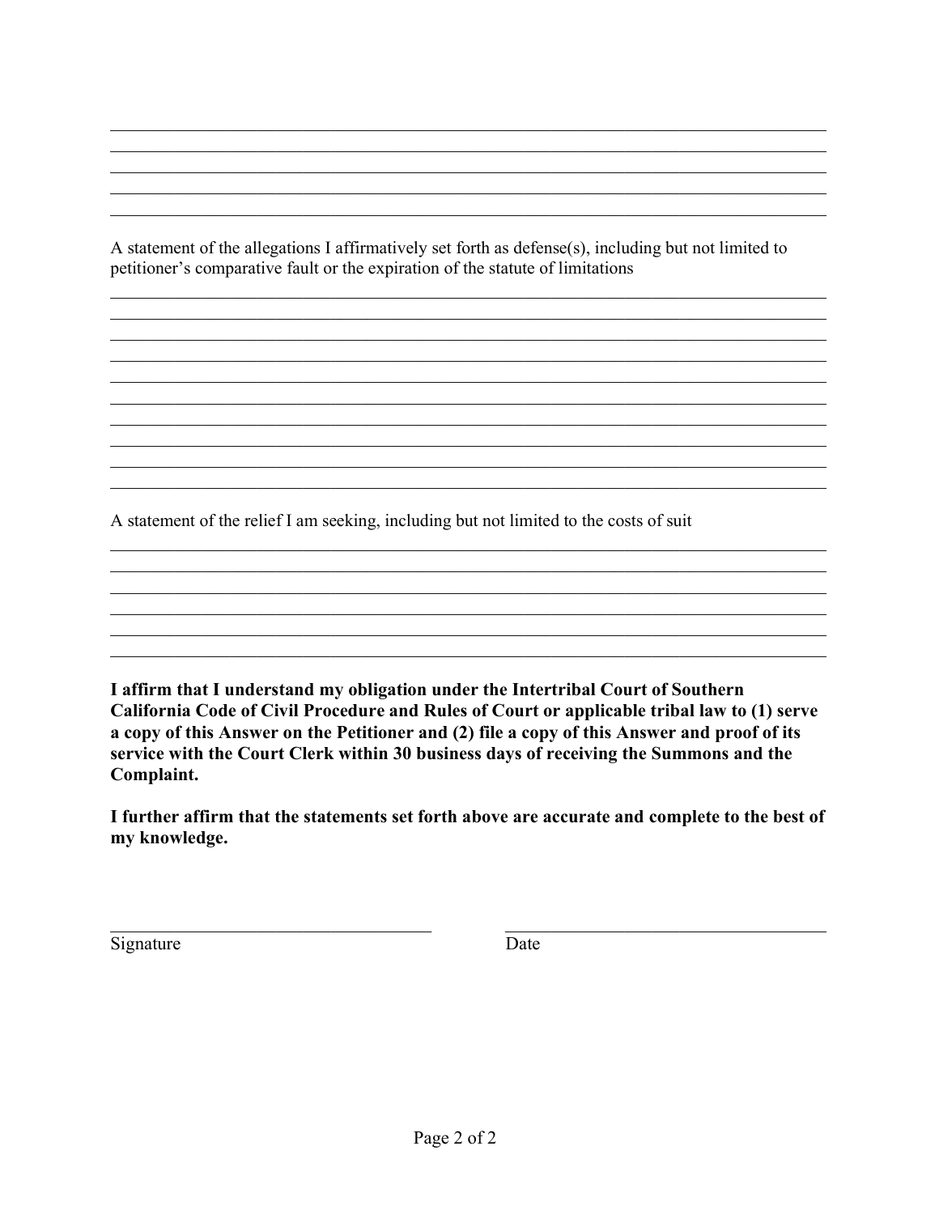_______________________________________________________________________________
_______________________________________________________________________________
_______________________________________________________________________________
_______________________________________________________________________________
_______________________________________________________________________________

A statement of the allegations I affirmatively set forth as defense(s), including but not limited to petitioner's comparative fault or the expiration of the statute of limitations

_______________________________________________________________________________
_______________________________________________________________________________
_______________________________________________________________________________
_______________________________________________________________________________
_______________________________________________________________________________
_______________________________________________________________________________
_______________________________________________________________________________
_______________________________________________________________________________
_______________________________________________________________________________
_______________________________________________________________________________

A statement of the relief I am seeking, including but not limited to the costs of suit

_______________________________________________________________________________
_______________________________________________________________________________
_______________________________________________________________________________
_______________________________________________________________________________
_______________________________________________________________________________
_______________________________________________________________________________

**I affirm that I understand my obligation under the Intertribal Court of Southern California Code of Civil Procedure and Rules of Court or applicable tribal law to (1) serve a copy of this Answer on the Petitioner and (2) file a copy of this Answer and proof of its service with the Court Clerk within 30 business days of receiving the Summons and the Complaint.**

**I further affirm that the statements set forth above are accurate and complete to the best of my knowledge.**

_________________________________ _________________________________
Signature Date